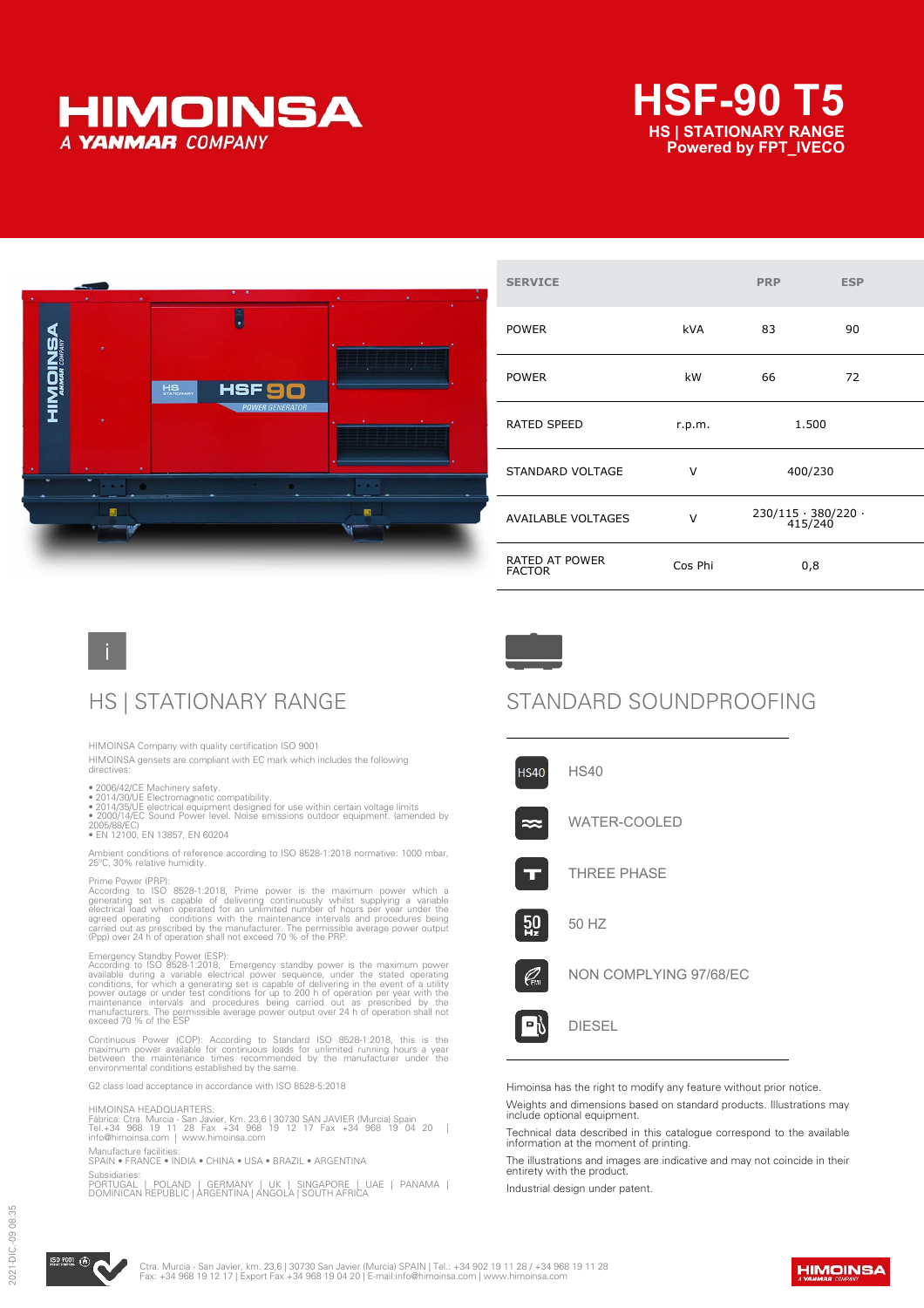# HIMOINSA
A YANMAR COMPANY

# HSF-90 T5

**HS | STATIONARY RANGE**
**Powered by FPT_IVECO**

| SERVICE | | PRP | ESP |
|---|---|---|---|
| POWER | kVA | 83 | 90 |
| POWER | kW | 66 | 72 |
| RATED SPEED | r.p.m. | 1.500 | |
| STANDARD VOLTAGE | V | 400/230 | |
| AVAILABLE VOLTAGES | V | 230/115 · 380/220 · 415/240 | |
| RATED AT POWER FACTOR | Cos Phi | 0,8 | |

## HS | STATIONARY RANGE

HIMOINSA Company with quality certification ISO 9001

HIMOINSA gensets are compliant with EC mark which includes the following directives:

- 2006/42/CE Machinery safety.
- 2014/30/UE Electromagnetic compatibility.
- 2014/35/UE electrical equipment designed for use within certain voltage limits
- 2000/14/EC Sound Power level. Noise emissions outdoor equipment. (amended by 2005/88/EC)
- EN 12100, EN 13857, EN 60204

Ambient conditions of reference according to ISO 8528-1:2018 normative: 1000 mbar, 25ºC, 30% relative humidity.

Prime Power (PRP):
According to ISO 8528-1:2018, Prime power is the maximum power which a generating set is capable of delivering continuously whilst supplying a variable electrical load when operated for an unlimited number of hours per year under the agreed operating conditions with the maintenance intervals and procedures being carried out as prescribed by the manufacturer. The permissible average power output (Ppp) over 24 h of operation shall not exceed 70 % of the PRP.

Emergency Standby Power (ESP):
According to ISO 8528-1:2018, Emergency standby power is the maximum power available during a variable electrical power sequence, under the stated operating conditions, for which a generating set is capable of delivering in the event of a utility power outage or under test conditions for up to 200 h of operation per year with the maintenance intervals and procedures being carried out as prescribed by the manufacturers. The permissible average power output over 24 h of operation shall not exceed 70 % of the ESP

Continuous Power (COP): According to Standard ISO 8528-1:2018, this is the maximum power available for continuous loads for unlimited running hours a year between the maintenance times recommended by the manufacturer under the environmental conditions established by the same.

G2 class load acceptance in accordance with ISO 8528-5:2018

HIMOINSA HEADQUARTERS:
Fábrica: Ctra. Murcia - San Javier, Km. 23,6 | 30730 SAN JAVIER (Murcia) Spain
Tel.+34 968 19 11 28 Fax +34 968 19 12 17 Fax +34 968 19 04 20 | info@himoinsa.com | www.himoinsa.com

Manufacture facilities:
SPAIN • FRANCE • INDIA • CHINA • USA • BRAZIL • ARGENTINA

Subsidiaries:
PORTUGAL | POLAND | GERMANY | UK | SINGAPORE | UAE | PANAMA | DOMINICAN REPUBLIC | ARGENTINA | ANGOLA | SOUTH AFRICA

## STANDARD SOUNDPROOFING

- HS40
- WATER-COOLED
- THREE PHASE
- 50 HZ
- NON COMPLYING 97/68/EC
- DIESEL

Himoinsa has the right to modify any feature without prior notice.

Weights and dimensions based on standard products. Illustrations may include optional equipment.

Technical data described in this catalogue correspond to the available information at the moment of printing.

The illustrations and images are indicative and may not coincide in their entirety with the product.

Industrial design under patent.

2021-DIC.-09 08:35

Ctra. Murcia - San Javier, km. 23,6 | 30730 San Javier (Murcia) SPAIN | Tel.: +34 902 19 11 28 / +34 968 19 11 28
Fax: +34 968 19 12 17 | Export Fax +34 968 19 04 20 | E-mail:info@himoinsa.com | www.himoinsa.com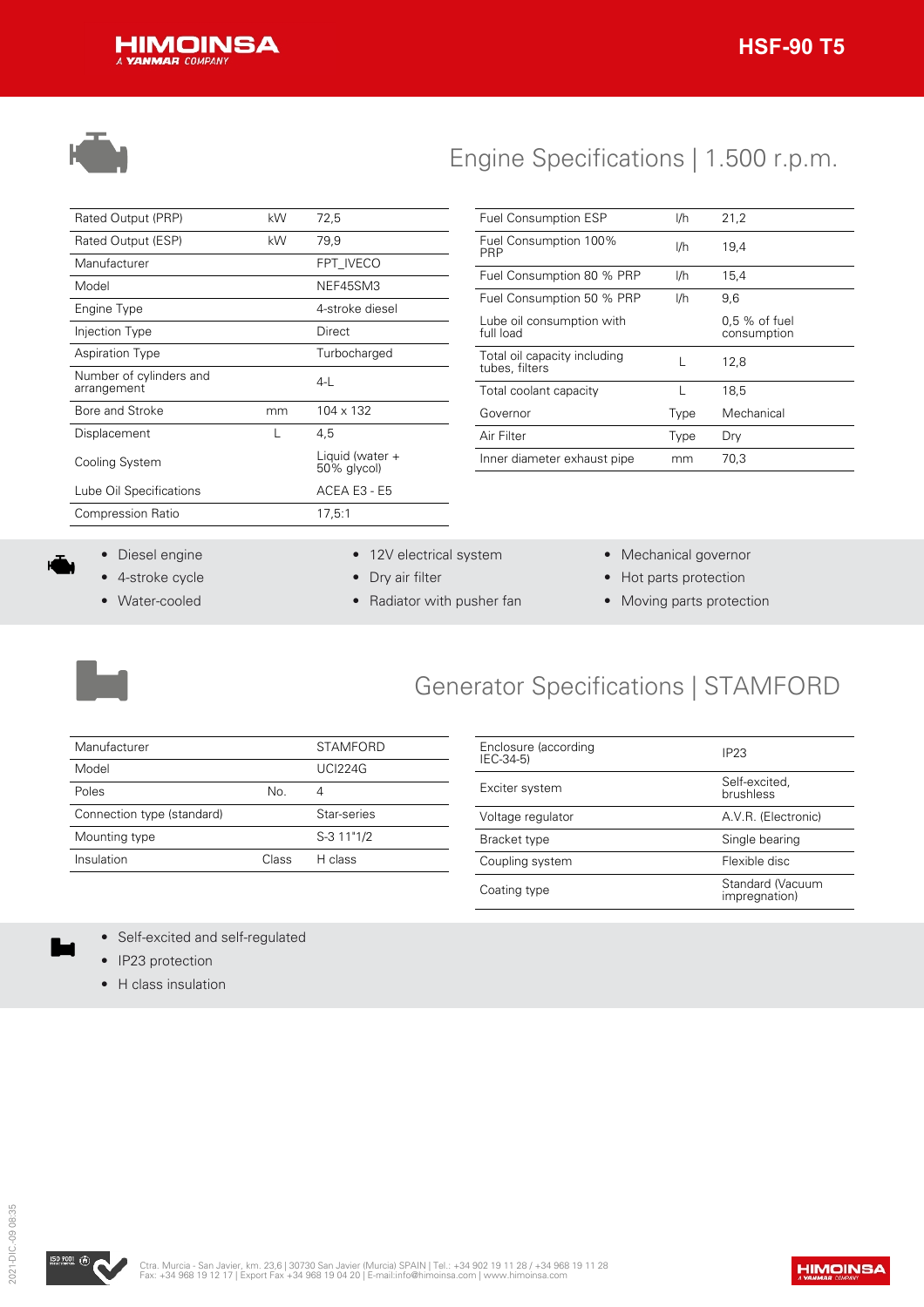# HSF-90 T5

## Engine Specifications | 1.500 r.p.m.

| | | |
|---|---|---|
| Rated Output (PRP) | kW | 72,5 |
| Rated Output (ESP) | kW | 79,9 |
| Manufacturer | | FPT_IVECO |
| Model | | NEF45SM3 |
| Engine Type | | 4-stroke diesel |
| Injection Type | | Direct |
| Aspiration Type | | Turbocharged |
| Number of cylinders and arrangement | | 4-L |
| Bore and Stroke | mm | 104 x 132 |
| Displacement | L | 4,5 |
| Cooling System | | Liquid (water + 50% glycol) |
| Lube Oil Specifications | | ACEA E3 - E5 |
| Compression Ratio | | 17,5:1 |

| | | |
|---|---|---|
| Fuel Consumption ESP | l/h | 21,2 |
| Fuel Consumption 100% PRP | l/h | 19,4 |
| Fuel Consumption 80 % PRP | l/h | 15,4 |
| Fuel Consumption 50 % PRP | l/h | 9,6 |
| Lube oil consumption with full load | | 0,5 % of fuel consumption |
| Total oil capacity including tubes, filters | L | 12,8 |
| Total coolant capacity | L | 18,5 |
| Governor | Type | Mechanical |
| Air Filter | Type | Dry |
| Inner diameter exhaust pipe | mm | 70,3 |

- Diesel engine
- 4-stroke cycle
- Water-cooled
- 12V electrical system
- Dry air filter
- Radiator with pusher fan
- Mechanical governor
- Hot parts protection
- Moving parts protection

## Generator Specifications | STAMFORD

| | | |
|---|---|---|
| Manufacturer | | STAMFORD |
| Model | | UCI224G |
| Poles | No. | 4 |
| Connection type (standard) | | Star-series |
| Mounting type | | S-3 11"1/2 |
| Insulation | Class | H class |

| | |
|---|---|
| Enclosure (according IEC-34-5) | IP23 |
| Exciter system | Self-excited, brushless |
| Voltage regulator | A.V.R. (Electronic) |
| Bracket type | Single bearing |
| Coupling system | Flexible disc |
| Coating type | Standard (Vacuum impregnation) |

- Self-excited and self-regulated
- IP23 protection
- H class insulation

Ctra. Murcia - San Javier, km. 23,6 | 30730 San Javier (Murcia) SPAIN | Tel.: +34 902 19 11 28 / +34 968 19 11 28
Fax: +34 968 19 12 17 | Export Fax +34 968 19 04 20 | E-mail:info@himoinsa.com | www.himoinsa.com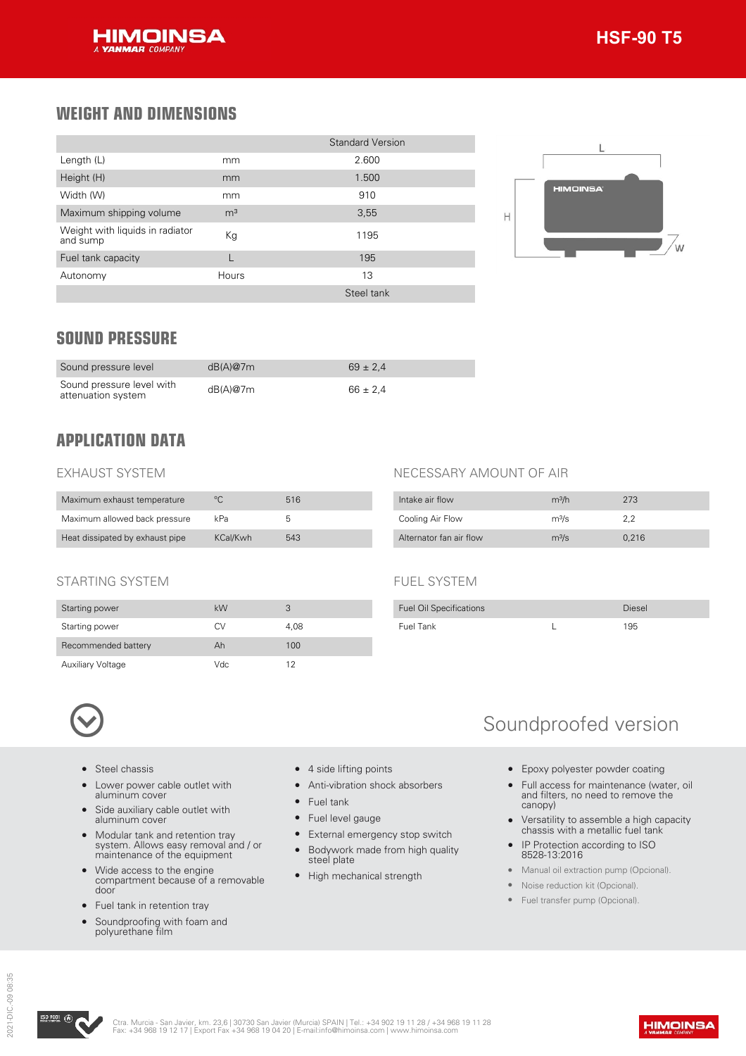# HSF-90 T5

## WEIGHT AND DIMENSIONS

| | | Standard Version |
|---|---|---|
| Length (L) | mm | 2.600 |
| Height (H) | mm | 1.500 |
| Width (W) | mm | 910 |
| Maximum shipping volume | m³ | 3,55 |
| Weight with liquids in radiator and sump | Kg | 1195 |
| Fuel tank capacity | L | 195 |
| Autonomy | Hours | 13 |
| | | Steel tank |

## SOUND PRESSURE

| | | |
|---|---|---|
| Sound pressure level | dB(A)@7m | 69 ± 2,4 |
| Sound pressure level with attenuation system | dB(A)@7m | 66 ± 2,4 |

## APPLICATION DATA

### EXHAUST SYSTEM

| | | |
|---|---|---|
| Maximum exhaust temperature | °C | 516 |
| Maximum allowed back pressure | kPa | 5 |
| Heat dissipated by exhaust pipe | KCal/Kwh | 543 |

### NECESSARY AMOUNT OF AIR

| | | |
|---|---|---|
| Intake air flow | m³/h | 273 |
| Cooling Air Flow | m³/s | 2,2 |
| Alternator fan air flow | m³/s | 0,216 |

### STARTING SYSTEM

| | | |
|---|---|---|
| Starting power | kW | 3 |
| Starting power | CV | 4,08 |
| Recommended battery | Ah | 100 |
| Auxiliary Voltage | Vdc | 12 |

### FUEL SYSTEM

| | | |
|---|---|---|
| Fuel Oil Specifications | | Diesel |
| Fuel Tank | L | 195 |

## Soundproofed version

- Steel chassis
- Lower power cable outlet with aluminum cover
- Side auxiliary cable outlet with aluminum cover
- Modular tank and retention tray system. Allows easy removal and / or maintenance of the equipment
- Wide access to the engine compartment because of a removable door
- Fuel tank in retention tray
- Soundproofing with foam and polyurethane film
- 4 side lifting points
- Anti-vibration shock absorbers
- Fuel tank
- Fuel level gauge
- External emergency stop switch
- Bodywork made from high quality steel plate
- High mechanical strength
- Epoxy polyester powder coating
- Full access for maintenance (water, oil and filters, no need to remove the canopy)
- Versatility to assemble a high capacity chassis with a metallic fuel tank
- IP Protection according to ISO 8528-13:2016
- Manual oil extraction pump (Opcional).
- Noise reduction kit (Opcional).
- Fuel transfer pump (Opcional).

Ctra. Murcia - San Javier, km. 23,6 | 30730 San Javier (Murcia) SPAIN | Tel.: +34 902 19 11 28 / +34 968 19 11 28
Fax: +34 968 19 12 17 | Export Fax +34 968 19 04 20 | E-mail:info@himoinsa.com | www.himoinsa.com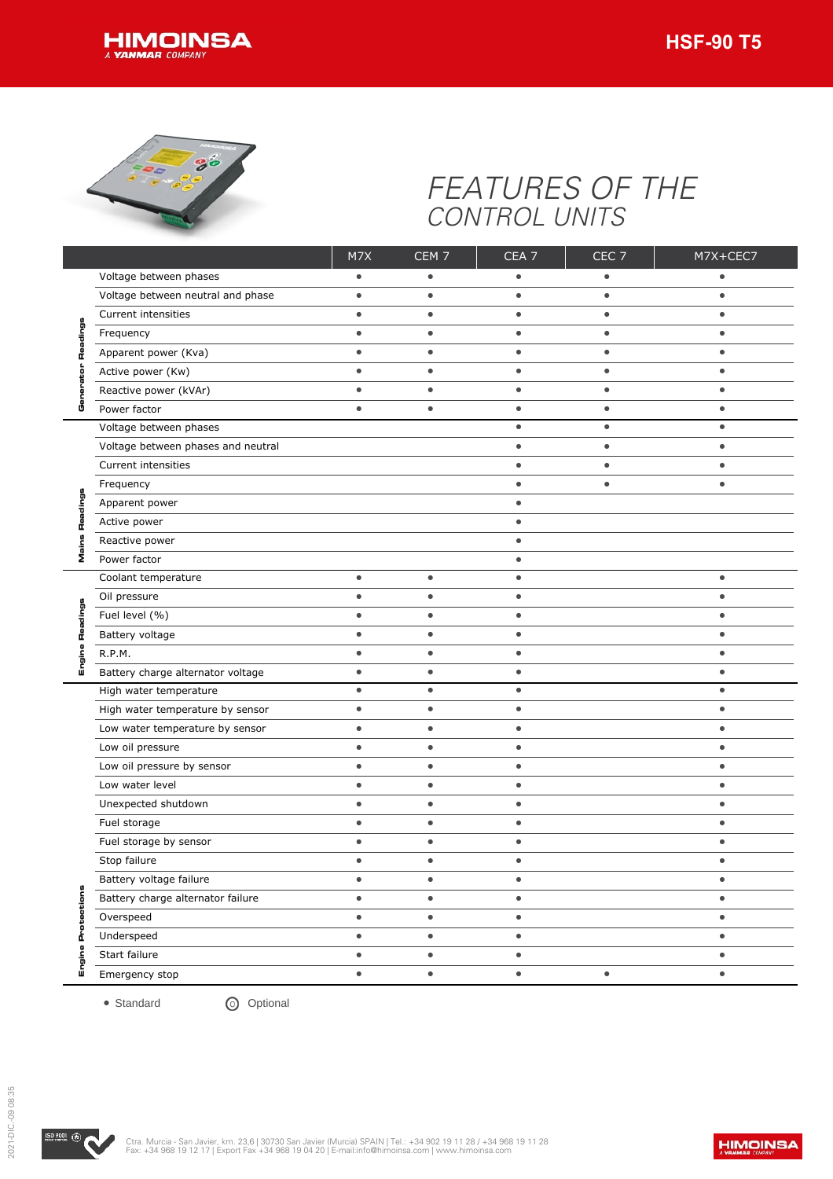# FEATURES OF THE CONTROL UNITS

| | | M7X | CEM 7 | CEA 7 | CEC 7 | M7X+CEC7 |
|---|---|---|---|---|---|---|
| Generator Readings | Voltage between phases | • | • | • | • | • |
| | Voltage between neutral and phase | • | • | • | • | • |
| | Current intensities | • | • | • | • | • |
| | Frequency | • | • | • | • | • |
| | Apparent power (Kva) | • | • | • | • | • |
| | Active power (Kw) | • | • | • | • | • |
| | Reactive power (kVAr) | • | • | • | • | • |
| | Power factor | • | • | • | • | • |
| Mains Readings | Voltage between phases | | | • | • | • |
| | Voltage between phases and neutral | | | • | • | • |
| | Current intensities | | | • | • | • |
| | Frequency | | | • | • | • |
| | Apparent power | | | • | | |
| | Active power | | | • | | |
| | Reactive power | | | • | | |
| | Power factor | | | • | | |
| Engine Readings | Coolant temperature | • | • | • | | • |
| | Oil pressure | • | • | • | | • |
| | Fuel level (%) | • | • | • | | • |
| | Battery voltage | • | • | • | | • |
| | R.P.M. | • | • | • | | • |
| | Battery charge alternator voltage | • | • | • | | • |
| Engine Protections | High water temperature | • | • | • | | • |
| | High water temperature by sensor | • | • | • | | • |
| | Low water temperature by sensor | • | • | • | | • |
| | Low oil pressure | • | • | • | | • |
| | Low oil pressure by sensor | • | • | • | | • |
| | Low water level | • | • | • | | • |
| | Unexpected shutdown | • | • | • | | • |
| | Fuel storage | • | • | • | | • |
| | Fuel storage by sensor | • | • | • | | • |
| | Stop failure | • | • | • | | • |
| | Battery voltage failure | • | • | • | | • |
| | Battery charge alternator failure | • | • | • | | • |
| | Overspeed | • | • | • | | • |
| | Underspeed | • | • | • | | • |
| | Start failure | • | • | • | | • |
| | Emergency stop | • | • | • | • | • |

• Standard ◎ Optional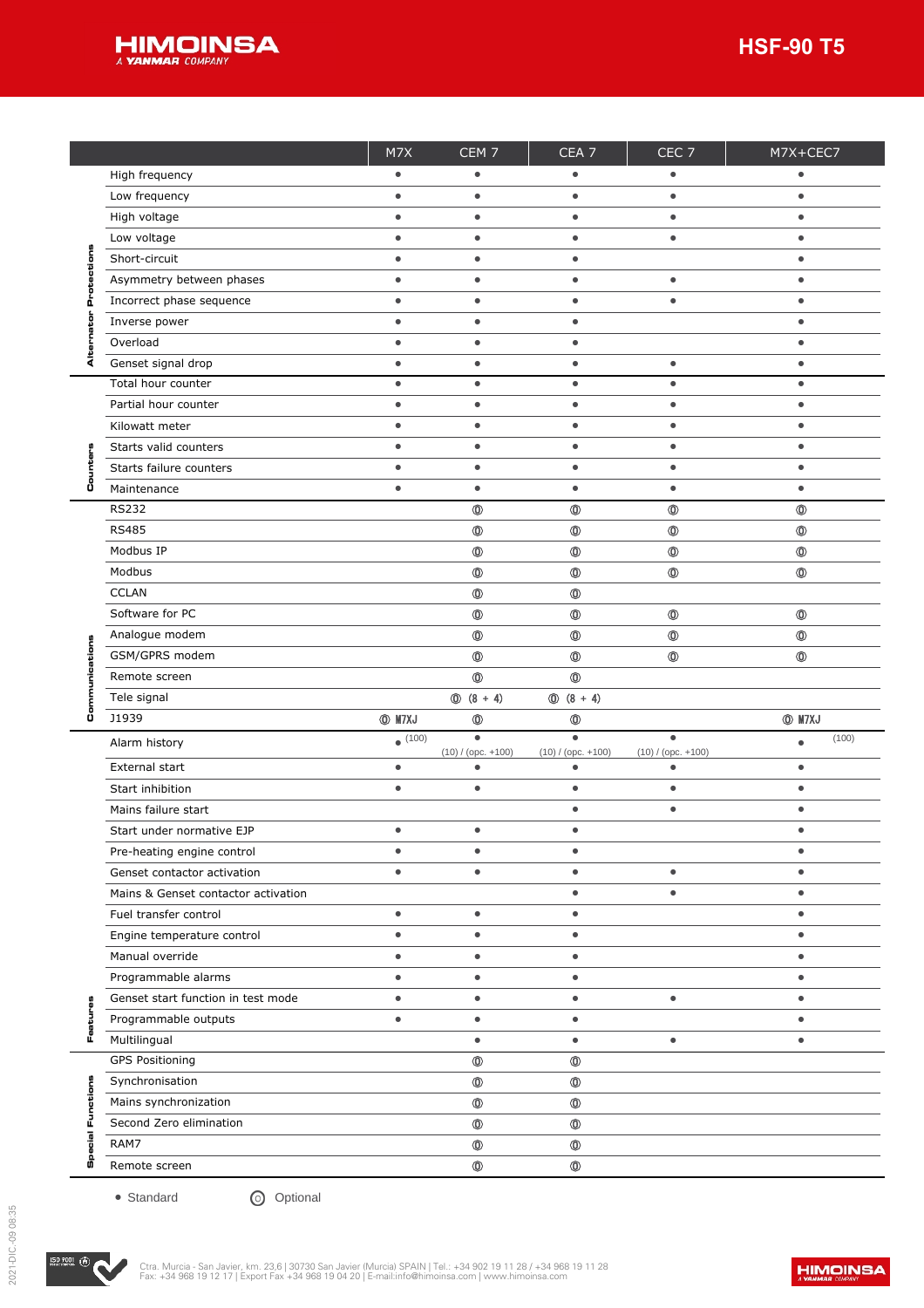| | | M7X | CEM 7 | CEA 7 | CEC 7 | M7X+CEC7 |
|---|---|---|---|---|---|---|
| Alternator Protections | High frequency | ● | ● | ● | ● | ● |
| | Low frequency | ● | ● | ● | ● | ● |
| | High voltage | ● | ● | ● | ● | ● |
| | Low voltage | ● | ● | ● | ● | ● |
| | Short-circuit | ● | ● | ● | | ● |
| | Asymmetry between phases | ● | ● | ● | ● | ● |
| | Incorrect phase sequence | ● | ● | ● | ● | ● |
| | Inverse power | ● | ● | ● | | ● |
| | Overload | ● | ● | ● | | ● |
| | Genset signal drop | ● | ● | ● | ● | ● |
| Counters | Total hour counter | ● | ● | ● | ● | ● |
| | Partial hour counter | ● | ● | ● | ● | ● |
| | Kilowatt meter | ● | ● | ● | ● | ● |
| | Starts valid counters | ● | ● | ● | ● | ● |
| | Starts failure counters | ● | ● | ● | ● | ● |
| | Maintenance | ● | ● | ● | ● | ● |
| Communications | RS232 | | ⓞ | ⓞ | ⓞ | ⓞ |
| | RS485 | | ⓞ | ⓞ | ⓞ | ⓞ |
| | Modbus IP | | ⓞ | ⓞ | ⓞ | ⓞ |
| | Modbus | | ⓞ | ⓞ | ⓞ | ⓞ |
| | CCLAN | | ⓞ | ⓞ | | |
| | Software for PC | | ⓞ | ⓞ | ⓞ | ⓞ |
| | Analogue modem | | ⓞ | ⓞ | ⓞ | ⓞ |
| | GSM/GPRS modem | | ⓞ | ⓞ | ⓞ | ⓞ |
| | Remote screen | | ⓞ | ⓞ | | |
| | Tele signal | | ⓞ (8 + 4) | ⓞ (8 + 4) | | |
| | J1939 | ⓞ M7XJ | ⓞ | ⓞ | | ⓞ M7XJ |
| Features | Alarm history | ● (100) | ● (10) / (opc. +100) | ● (10) / (opc. +100) | ● (10) / (opc. +100) | ● (100) |
| | External start | ● | ● | ● | ● | ● |
| | Start inhibition | ● | ● | ● | ● | ● |
| | Mains failure start | | | ● | ● | ● |
| | Start under normative EJP | ● | ● | ● | | ● |
| | Pre-heating engine control | ● | ● | ● | | ● |
| | Genset contactor activation | ● | ● | ● | ● | ● |
| | Mains & Genset contactor activation | | | ● | ● | ● |
| | Fuel transfer control | ● | ● | ● | | ● |
| | Engine temperature control | ● | ● | ● | | ● |
| | Manual override | ● | ● | ● | | ● |
| | Programmable alarms | ● | ● | ● | | ● |
| | Genset start function in test mode | ● | ● | ● | ● | ● |
| | Programmable outputs | ● | ● | ● | | ● |
| | Multilingual | | ● | ● | ● | ● |
| Special Functions | GPS Positioning | | ⓞ | ⓞ | | |
| | Synchronisation | | ⓞ | ⓞ | | |
| | Mains synchronization | | ⓞ | ⓞ | | |
| | Second Zero elimination | | ⓞ | ⓞ | | |
| | RAM7 | | ⓞ | ⓞ | | |
| | Remote screen | | ⓞ | ⓞ | | |

● Standard ⓞ Optional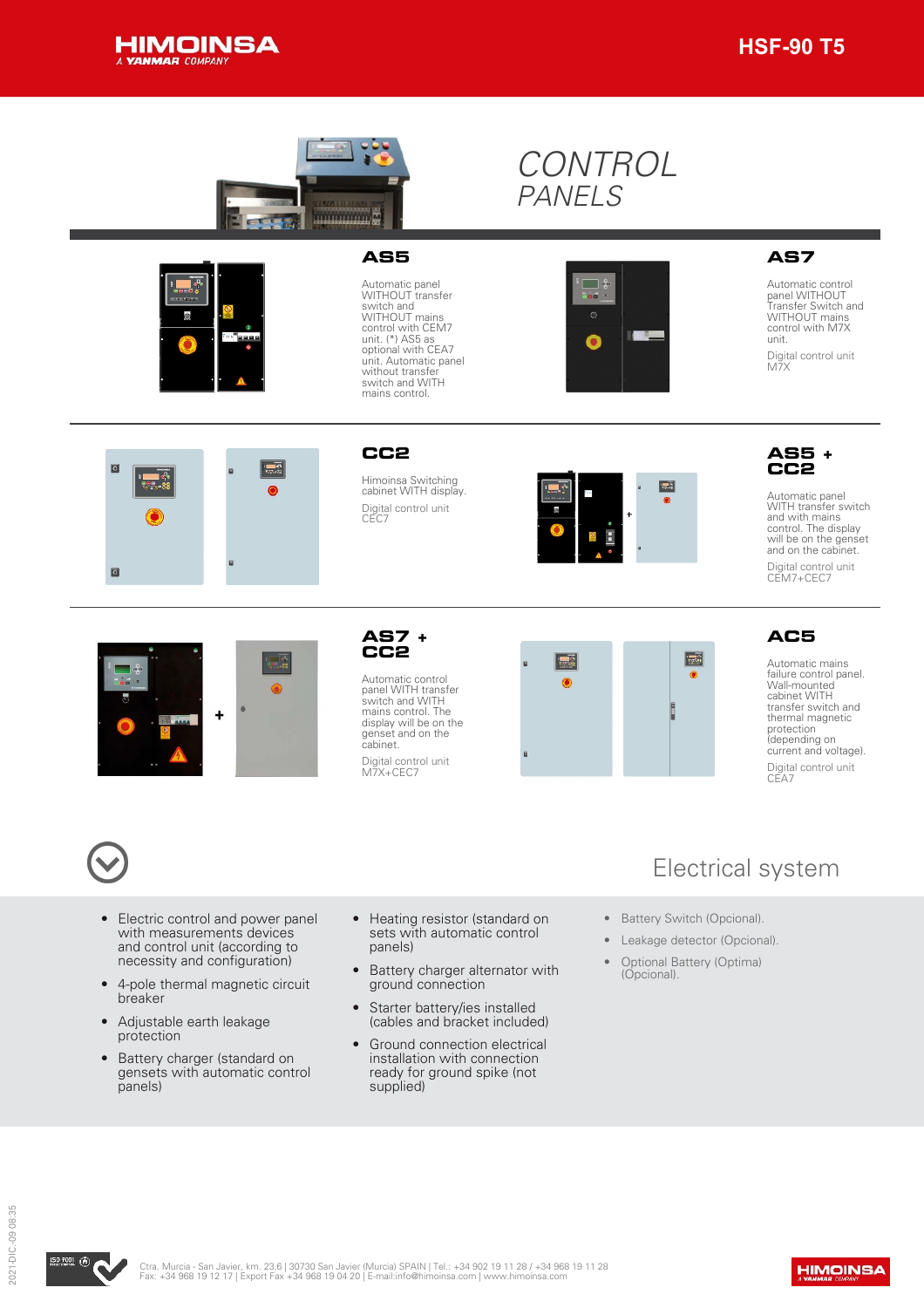# CONTROL PANELS

## AS5

Automatic panel WITHOUT transfer switch and WITHOUT mains control with CEM7 unit. (*) AS5 as optional with CEA7 unit. Automatic panel without transfer switch and WITH mains control.

## AS7

Automatic control panel WITHOUT Transfer Switch and WITHOUT mains control with M7X unit.

Digital control unit M7X

## CC2

Himoinsa Switching cabinet WITH display.

Digital control unit CEC7

## AS5 + CC2

Automatic panel WITH transfer switch and with mains control. The display will be on the genset and on the cabinet.

Digital control unit CEM7+CEC7

## AS7 + CC2

Automatic control panel WITH transfer switch and WITH mains control. The display will be on the genset and on the cabinet.

Digital control unit M7X+CEC7

## AC5

Automatic mains failure control panel. Wall-mounted cabinet WITH transfer switch and thermal magnetic protection (depending on current and voltage).

Digital control unit CEA7

# Electrical system

- Electric control and power panel with measurements devices and control unit (according to necessity and configuration)
- 4-pole thermal magnetic circuit breaker
- Adjustable earth leakage protection
- Battery charger (standard on gensets with automatic control panels)
- Heating resistor (standard on sets with automatic control panels)
- Battery charger alternator with ground connection
- Starter battery/ies installed (cables and bracket included)
- Ground connection electrical installation with connection ready for ground spike (not supplied)

- Battery Switch (Opcional).
- Leakage detector (Opcional).
- Optional Battery (Optima) (Opcional).

Ctra. Murcia - San Javier, km. 23,6 | 30730 San Javier (Murcia) SPAIN | Tel.: +34 902 19 11 28 / +34 968 19 11 28
Fax: +34 968 19 12 17 | Export Fax +34 968 19 04 20 | E-mail:info@himoinsa.com | www.himoinsa.com